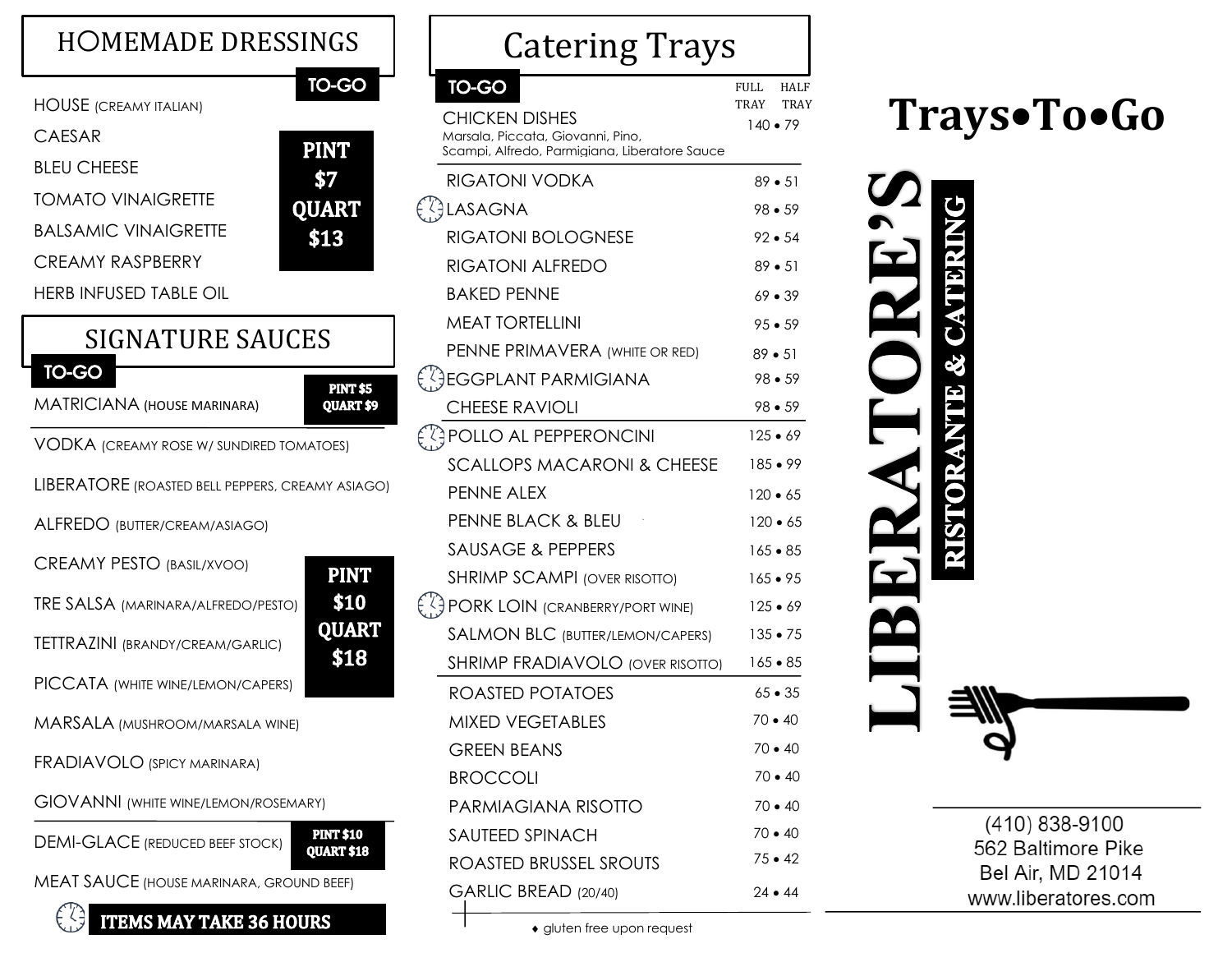## HOMEMADE DRESSINGS

**TO-GO**

- HOUSE (CREAMY ITALIAN)
- CAESAR
- BLEU CHEESE
- TOMATO VINAIGRETTE
- BALSAMIC VINAIGRETTE
- CREAMY RASPBERRY
- HERB INFUSED TABLE OIL

**PINT $7 QUART $13**

## SIGNATURE SAUCES

**TO-GO**

MATRICIANA (HOUSE MARINARA) — **PINT $5 QUART $9**

- VODKA (CREAMY ROSE W/ SUNDRIED TOMATOES)
- LIBERATORE (ROASTED BELL PEPPERS, CREAMY ASIAGO)
- ALFREDO (BUTTER/CREAM/ASIAGO)
- CREAMY PESTO (BASIL/XVOO)
- TRE SALSA (MARINARA/ALFREDO/PESTO)
- TETTRAZINI (BRANDY/CREAM/GARLIC)
- PICCATA (WHITE WINE/LEMON/CAPERS)
- MARSALA (MUSHROOM/MARSALA WINE)
- FRADIAVOLO (SPICY MARINARA)
- GIOVANNI (WHITE WINE/LEMON/ROSEMARY)

**PINT $10 QUART $18**

DEMI-GLACE (REDUCED BEEF STOCK) — **PINT $10 QUART $18**

MEAT SAUCE (HOUSE MARINARA, GROUND BEEF)

**ITEMS MAY TAKE 36 HOURS**

## Catering Trays

**TO-GO**

| Item | FULL TRAY | HALF TRAY |
|---|---|---|
| CHICKEN DISHES<br>Marsala, Piccata, Giovanni, Pino, Scampi, Alfredo, Parmigiana, Liberatore Sauce | 140 | 79 |
| RIGATONI VODKA | 89 | 51 |
| LASAGNA (may take 36 hours) | 98 | 59 |
| RIGATONI BOLOGNESE | 92 | 54 |
| RIGATONI ALFREDO | 89 | 51 |
| BAKED PENNE | 69 | 39 |
| MEAT TORTELLINI | 95 | 59 |
| PENNE PRIMAVERA (WHITE OR RED) | 89 | 51 |
| EGGPLANT PARMIGIANA (may take 36 hours) | 98 | 59 |
| CHEESE RAVIOLI | 98 | 59 |
| POLLO AL PEPPERONCINI (may take 36 hours) | 125 | 69 |
| SCALLOPS MACARONI & CHEESE | 185 | 99 |
| PENNE ALEX | 120 | 65 |
| PENNE BLACK & BLEU | 120 | 65 |
| SAUSAGE & PEPPERS | 165 | 85 |
| SHRIMP SCAMPI (OVER RISOTTO) | 165 | 95 |
| PORK LOIN (CRANBERRY/PORT WINE) (may take 36 hours) | 125 | 69 |
| SALMON BLC (BUTTER/LEMON/CAPERS) | 135 | 75 |
| SHRIMP FRADIAVOLO (OVER RISOTTO) | 165 | 85 |
| ROASTED POTATOES | 65 | 35 |
| MIXED VEGETABLES | 70 | 40 |
| GREEN BEANS | 70 | 40 |
| BROCCOLI | 70 | 40 |
| PARMIAGIANA RISOTTO | 70 | 40 |
| SAUTEED SPINACH | 70 | 40 |
| ROASTED BRUSSEL SROUTS | 75 | 42 |
| GARLIC BREAD (20/40) | 24 | 44 |

♦ gluten free upon request

# Trays•To•Go

# LIBERATORE'S

**RISTORANTE & CATERING**

(410) 838-9100
562 Baltimore Pike
Bel Air, MD 21014
www.liberatores.com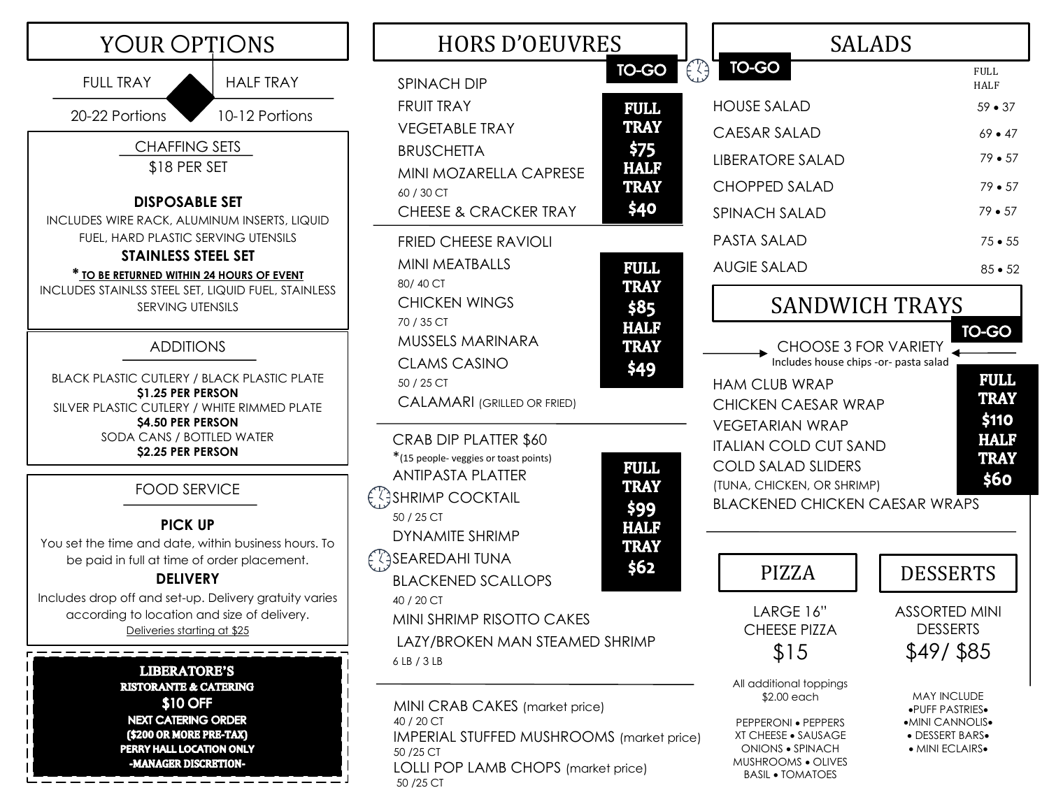## YOUR OPTIONS

| FULL TRAY | HALF TRAY |
| --- | --- |
| 20-22 Portions | 10-12 Portions |

### CHAFFING SETS

$18 PER SET

**DISPOSABLE SET**

INCLUDES WIRE RACK, ALUMINUM INSERTS, LIQUID FUEL, HARD PLASTIC SERVING UTENSILS

**STAINLESS STEEL SET**

**\* TO BE RETURNED WITHIN 24 HOURS OF EVENT**

INCLUDES STAINLSS STEEL SET, LIQUID FUEL, STAINLESS SERVING UTENSILS

### ADDITIONS

BLACK PLASTIC CUTLERY / BLACK PLASTIC PLATE
**$1.25 PER PERSON**

SILVER PLASTIC CUTLERY / WHITE RIMMED PLATE
**$4.50 PER PERSON**

SODA CANS / BOTTLED WATER
**$2.25 PER PERSON**

### FOOD SERVICE

**PICK UP**

You set the time and date, within business hours. To be paid in full at time of order placement.

**DELIVERY**

Includes drop off and set-up. Delivery gratuity varies according to location and size of delivery.
Deliveries starting at $25

**LIBERATORE'S**
**RISTORANTE & CATERING**
**$10 OFF**
**NEXT CATERING ORDER**
**($200 OR MORE PRE-TAX)**
**PERRY HALL LOCATION ONLY**
**-MANAGER DISCRETION-**

## HORS D'OEUVRES

TO-GO

SPINACH DIP
FRUIT TRAY
VEGETABLE TRAY
BRUSCHETTA
MINI MOZARELLA CAPRESE
60 / 30 CT
CHEESE & CRACKER TRAY

**FULL TRAY $75**
**HALF TRAY $40**

FRIED CHEESE RAVIOLI
MINI MEATBALLS
80/ 40 CT
CHICKEN WINGS
70 / 35 CT
MUSSELS MARINARA
CLAMS CASINO
50 / 25 CT
CALAMARI (GRILLED OR FRIED)

**FULL TRAY $85**
**HALF TRAY $49**

CRAB DIP PLATTER $60
\*(15 people- veggies or toast points)
ANTIPASTA PLATTER
SHRIMP COCKTAIL
50 / 25 CT
DYNAMITE SHRIMP
SEAREDAHI TUNA
BLACKENED SCALLOPS
40 / 20 CT
MINI SHRIMP RISOTTO CAKES
LAZY/BROKEN MAN STEAMED SHRIMP
6 LB / 3 LB

**FULL TRAY $99**
**HALF TRAY $62**

MINI CRAB CAKES (market price)
40 / 20 CT
IMPERIAL STUFFED MUSHROOMS (market price)
50 /25 CT
LOLLI POP LAMB CHOPS (market price)
50 /25 CT

## SALADS

TO-GO

| | FULL • HALF |
| --- | --- |
| HOUSE SALAD | 59 • 37 |
| CAESAR SALAD | 69 • 47 |
| LIBERATORE SALAD | 79 • 57 |
| CHOPPED SALAD | 79 • 57 |
| SPINACH SALAD | 79 • 57 |
| PASTA SALAD | 75 • 55 |
| AUGIE SALAD | 85 • 52 |

## SANDWICH TRAYS

TO-GO

CHOOSE 3 FOR VARIETY
Includes house chips -or- pasta salad

HAM CLUB WRAP
CHICKEN CAESAR WRAP
VEGETARIAN WRAP
ITALIAN COLD CUT SAND
COLD SALAD SLIDERS
(TUNA, CHICKEN, OR SHRIMP)
BLACKENED CHICKEN CAESAR WRAPS

**FULL TRAY $110**
**HALF TRAY $60**

## PIZZA

LARGE 16" CHEESE PIZZA
$15

All additional toppings $2.00 each

PEPPERONI • PEPPERS
XT CHEESE • SAUSAGE
ONIONS • SPINACH
MUSHROOMS • OLIVES
BASIL • TOMATOES

## DESSERTS

ASSORTED MINI DESSERTS
$49/ $85

MAY INCLUDE
•PUFF PASTRIES•
•MINI CANNOLIS•
• DESSERT BARS•
• MINI ECLAIRS•